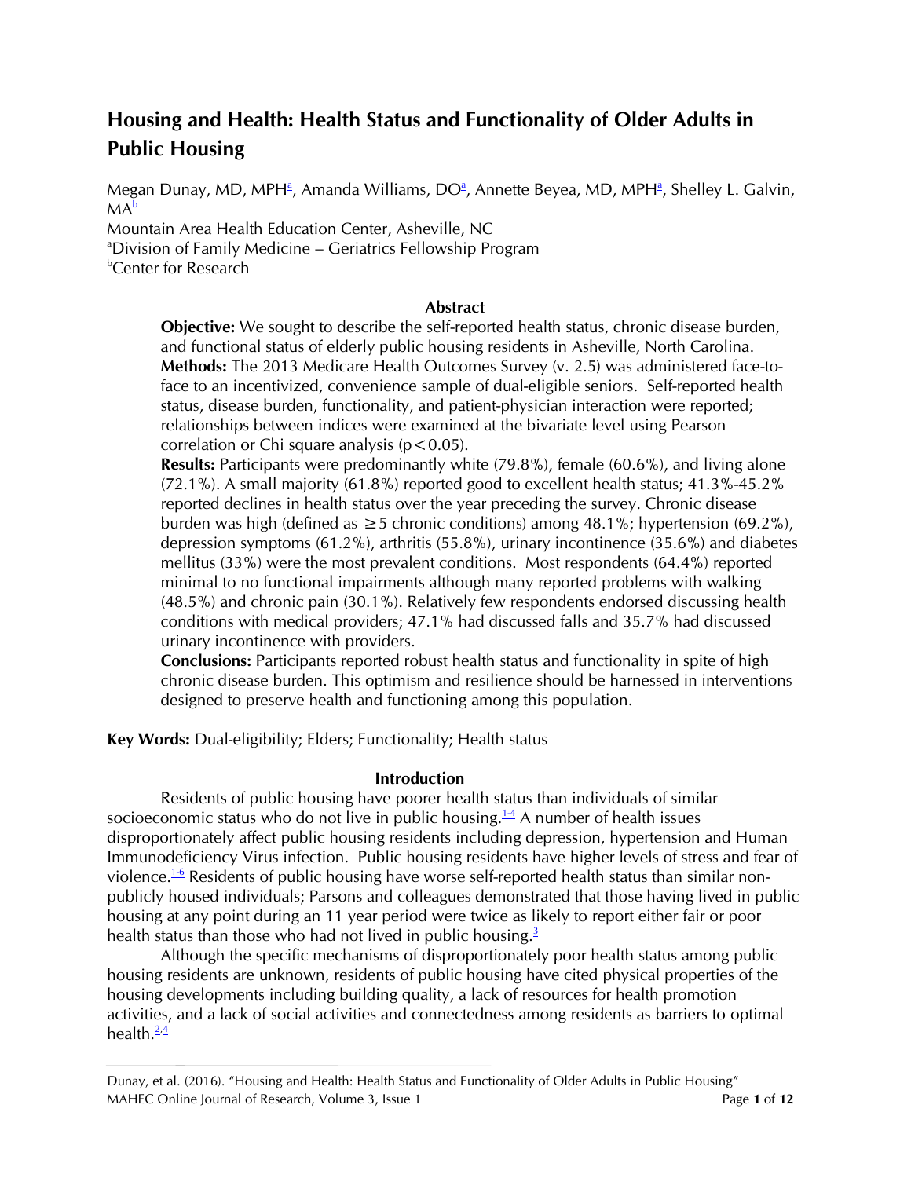# Housing and Health: Health Status and Functionality of Older Adults in Public Housing

Megan Dunay, MD, MPH[a], Amanda Williams, DO[a], Annette Beyea, MD, MPH[a], Shelley L. Galvin, MA[b]

Mountain Area Health Education Center, Asheville, NC

[a]Division of Family Medicine – Geriatrics Fellowship Program

[b]Center for Research

## Abstract

**Objective:** We sought to describe the self-reported health status, chronic disease burden, and functional status of elderly public housing residents in Asheville, North Carolina.

**Methods:** The 2013 Medicare Health Outcomes Survey (v. 2.5) was administered face-to-face to an incentivized, convenience sample of dual-eligible seniors. Self-reported health status, disease burden, functionality, and patient-physician interaction were reported; relationships between indices were examined at the bivariate level using Pearson correlation or Chi square analysis ($p < 0.05$).

**Results:** Participants were predominantly white (79.8%), female (60.6%), and living alone (72.1%). A small majority (61.8%) reported good to excellent health status; 41.3%-45.2% reported declines in health status over the year preceding the survey. Chronic disease burden was high (defined as $\geq 5$ chronic conditions) among 48.1%; hypertension (69.2%), depression symptoms (61.2%), arthritis (55.8%), urinary incontinence (35.6%) and diabetes mellitus (33%) were the most prevalent conditions. Most respondents (64.4%) reported minimal to no functional impairments although many reported problems with walking (48.5%) and chronic pain (30.1%). Relatively few respondents endorsed discussing health conditions with medical providers; 47.1% had discussed falls and 35.7% had discussed urinary incontinence with providers.

**Conclusions:** Participants reported robust health status and functionality in spite of high chronic disease burden. This optimism and resilience should be harnessed in interventions designed to preserve health and functioning among this population.

**Key Words:** Dual-eligibility; Elders; Functionality; Health status

## Introduction

Residents of public housing have poorer health status than individuals of similar socioeconomic status who do not live in public housing.[1-4] A number of health issues disproportionately affect public housing residents including depression, hypertension and Human Immunodeficiency Virus infection. Public housing residents have higher levels of stress and fear of violence.[1-6] Residents of public housing have worse self-reported health status than similar non-publicly housed individuals; Parsons and colleagues demonstrated that those having lived in public housing at any point during an 11 year period were twice as likely to report either fair or poor health status than those who had not lived in public housing.[3]

Although the specific mechanisms of disproportionately poor health status among public housing residents are unknown, residents of public housing have cited physical properties of the housing developments including building quality, a lack of resources for health promotion activities, and a lack of social activities and connectedness among residents as barriers to optimal health.[2,4]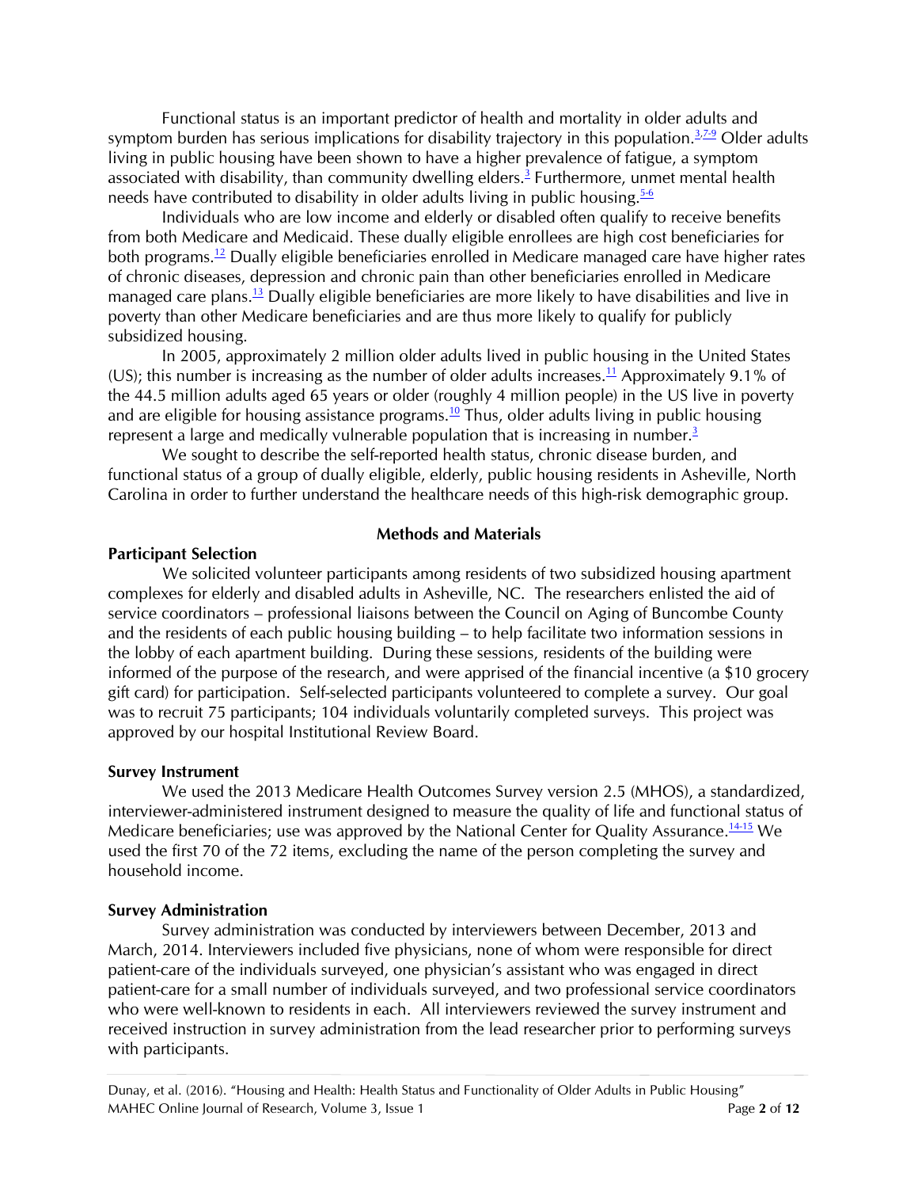Functional status is an important predictor of health and mortality in older adults and symptom burden has serious implications for disability trajectory in this population.[3,7-9] Older adults living in public housing have been shown to have a higher prevalence of fatigue, a symptom associated with disability, than community dwelling elders.[3] Furthermore, unmet mental health needs have contributed to disability in older adults living in public housing.[5-6]

Individuals who are low income and elderly or disabled often qualify to receive benefits from both Medicare and Medicaid. These dually eligible enrollees are high cost beneficiaries for both programs.[12] Dually eligible beneficiaries enrolled in Medicare managed care have higher rates of chronic diseases, depression and chronic pain than other beneficiaries enrolled in Medicare managed care plans.[13] Dually eligible beneficiaries are more likely to have disabilities and live in poverty than other Medicare beneficiaries and are thus more likely to qualify for publicly subsidized housing.

In 2005, approximately 2 million older adults lived in public housing in the United States (US); this number is increasing as the number of older adults increases.[11] Approximately 9.1% of the 44.5 million adults aged 65 years or older (roughly 4 million people) in the US live in poverty and are eligible for housing assistance programs.[10] Thus, older adults living in public housing represent a large and medically vulnerable population that is increasing in number.[3]

We sought to describe the self-reported health status, chronic disease burden, and functional status of a group of dually eligible, elderly, public housing residents in Asheville, North Carolina in order to further understand the healthcare needs of this high-risk demographic group.

## Methods and Materials

### Participant Selection

We solicited volunteer participants among residents of two subsidized housing apartment complexes for elderly and disabled adults in Asheville, NC. The researchers enlisted the aid of service coordinators – professional liaisons between the Council on Aging of Buncombe County and the residents of each public housing building – to help facilitate two information sessions in the lobby of each apartment building. During these sessions, residents of the building were informed of the purpose of the research, and were apprised of the financial incentive (a $10 grocery gift card) for participation. Self-selected participants volunteered to complete a survey. Our goal was to recruit 75 participants; 104 individuals voluntarily completed surveys. This project was approved by our hospital Institutional Review Board.

### Survey Instrument

We used the 2013 Medicare Health Outcomes Survey version 2.5 (MHOS), a standardized, interviewer-administered instrument designed to measure the quality of life and functional status of Medicare beneficiaries; use was approved by the National Center for Quality Assurance.[14-15] We used the first 70 of the 72 items, excluding the name of the person completing the survey and household income.

### Survey Administration

Survey administration was conducted by interviewers between December, 2013 and March, 2014. Interviewers included five physicians, none of whom were responsible for direct patient-care of the individuals surveyed, one physician's assistant who was engaged in direct patient-care for a small number of individuals surveyed, and two professional service coordinators who were well-known to residents in each. All interviewers reviewed the survey instrument and received instruction in survey administration from the lead researcher prior to performing surveys with participants.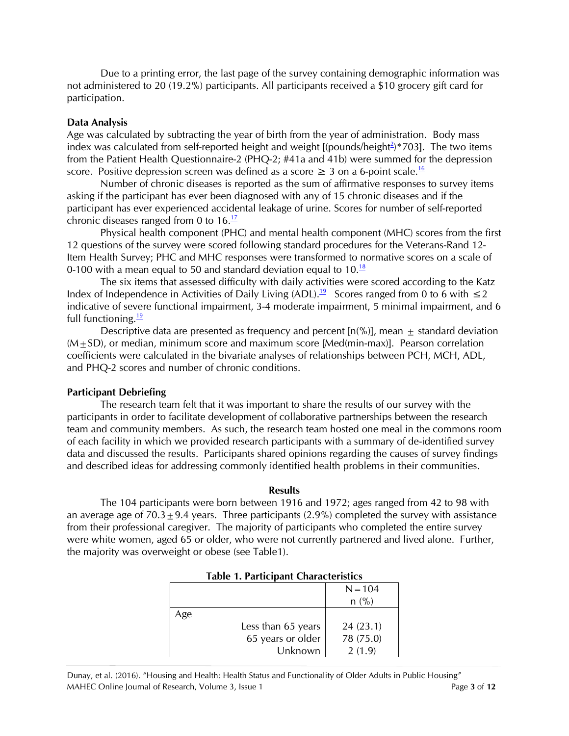Due to a printing error, the last page of the survey containing demographic information was not administered to 20 (19.2%) participants. All participants received a $10 grocery gift card for participation.

**Data Analysis**

Age was calculated by subtracting the year of birth from the year of administration. Body mass index was calculated from self-reported height and weight [(pounds/height$^2$)*703]. The two items from the Patient Health Questionnaire-2 (PHQ-2; #41a and 41b) were summed for the depression score. Positive depression screen was defined as a score ≥ 3 on a 6-point scale.[16]

Number of chronic diseases is reported as the sum of affirmative responses to survey items asking if the participant has ever been diagnosed with any of 15 chronic diseases and if the participant has ever experienced accidental leakage of urine. Scores for number of self-reported chronic diseases ranged from 0 to 16.[17]

Physical health component (PHC) and mental health component (MHC) scores from the first 12 questions of the survey were scored following standard procedures for the Veterans-Rand 12-Item Health Survey; PHC and MHC responses were transformed to normative scores on a scale of 0-100 with a mean equal to 50 and standard deviation equal to 10.[18]

The six items that assessed difficulty with daily activities were scored according to the Katz Index of Independence in Activities of Daily Living (ADL).[19] Scores ranged from 0 to 6 with ≤2 indicative of severe functional impairment, 3-4 moderate impairment, 5 minimal impairment, and 6 full functioning.[19]

Descriptive data are presented as frequency and percent [n(%)], mean ± standard deviation (M±SD), or median, minimum score and maximum score [Med(min-max)]. Pearson correlation coefficients were calculated in the bivariate analyses of relationships between PCH, MCH, ADL, and PHQ-2 scores and number of chronic conditions.

**Participant Debriefing**

The research team felt that it was important to share the results of our survey with the participants in order to facilitate development of collaborative partnerships between the research team and community members. As such, the research team hosted one meal in the commons room of each facility in which we provided research participants with a summary of de-identified survey data and discussed the results. Participants shared opinions regarding the causes of survey findings and described ideas for addressing commonly identified health problems in their communities.

## Results

The 104 participants were born between 1916 and 1972; ages ranged from 42 to 98 with an average age of 70.3±9.4 years. Three participants (2.9%) completed the survey with assistance from their professional caregiver. The majority of participants who completed the entire survey were white women, aged 65 or older, who were not currently partnered and lived alone. Further, the majority was overweight or obese (see Table1).

**Table 1. Participant Characteristics**

| | N=104 n (%) |
|---|---|
| Age | |
| Less than 65 years | 24 (23.1) |
| 65 years or older | 78 (75.0) |
| Unknown | 2 (1.9) |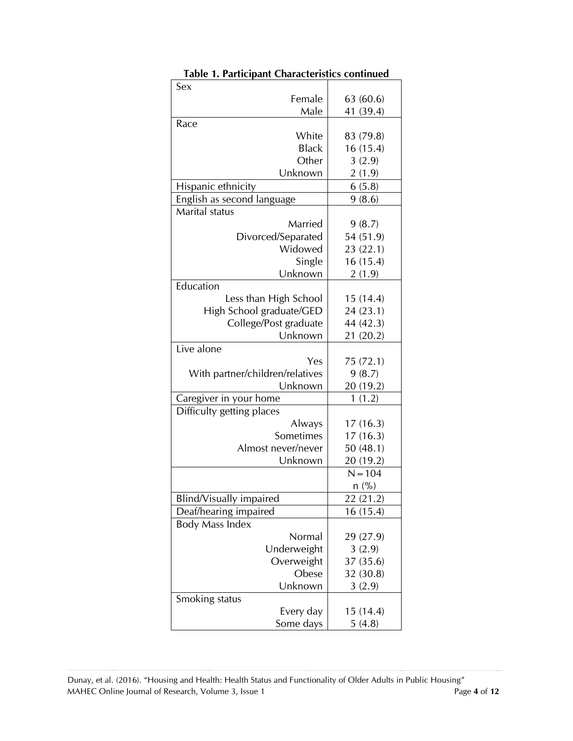**Table 1. Participant Characteristics continued**

| | |
|---|---|
| Sex | |
| Female | 63 (60.6) |
| Male | 41 (39.4) |
| Race | |
| White | 83 (79.8) |
| Black | 16 (15.4) |
| Other | 3 (2.9) |
| Unknown | 2 (1.9) |
| Hispanic ethnicity | 6 (5.8) |
| English as second language | 9 (8.6) |
| Marital status | |
| Married | 9 (8.7) |
| Divorced/Separated | 54 (51.9) |
| Widowed | 23 (22.1) |
| Single | 16 (15.4) |
| Unknown | 2 (1.9) |
| Education | |
| Less than High School | 15 (14.4) |
| High School graduate/GED | 24 (23.1) |
| College/Post graduate | 44 (42.3) |
| Unknown | 21 (20.2) |
| Live alone | |
| Yes | 75 (72.1) |
| With partner/children/relatives | 9 (8.7) |
| Unknown | 20 (19.2) |
| Caregiver in your home | 1 (1.2) |
| Difficulty getting places | |
| Always | 17 (16.3) |
| Sometimes | 17 (16.3) |
| Almost never/never | 50 (48.1) |
| Unknown | 20 (19.2) |
| | N = 104<br>n (%) |
| Blind/Visually impaired | 22 (21.2) |
| Deaf/hearing impaired | 16 (15.4) |
| Body Mass Index | |
| Normal | 29 (27.9) |
| Underweight | 3 (2.9) |
| Overweight | 37 (35.6) |
| Obese | 32 (30.8) |
| Unknown | 3 (2.9) |
| Smoking status | |
| Every day | 15 (14.4) |
| Some days | 5 (4.8) |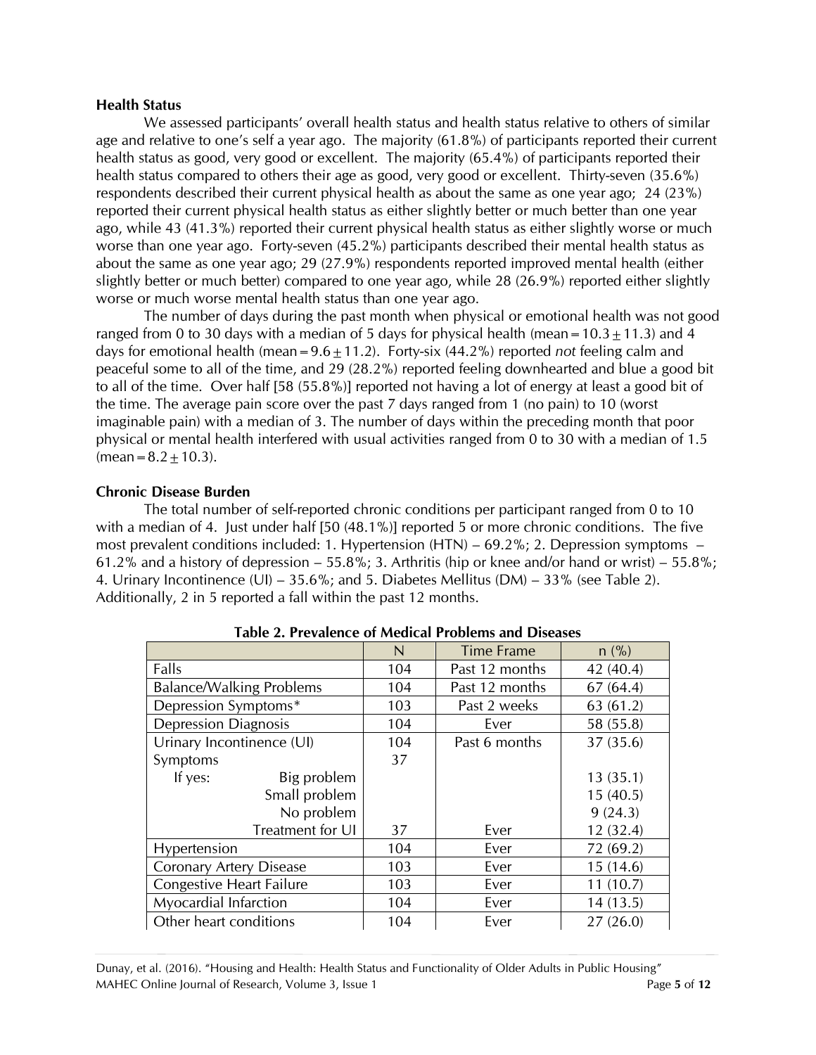### Health Status

We assessed participants' overall health status and health status relative to others of similar age and relative to one's self a year ago. The majority (61.8%) of participants reported their current health status as good, very good or excellent. The majority (65.4%) of participants reported their health status compared to others their age as good, very good or excellent. Thirty-seven (35.6%) respondents described their current physical health as about the same as one year ago; 24 (23%) reported their current physical health status as either slightly better or much better than one year ago, while 43 (41.3%) reported their current physical health status as either slightly worse or much worse than one year ago. Forty-seven (45.2%) participants described their mental health status as about the same as one year ago; 29 (27.9%) respondents reported improved mental health (either slightly better or much better) compared to one year ago, while 28 (26.9%) reported either slightly worse or much worse mental health status than one year ago.

The number of days during the past month when physical or emotional health was not good ranged from 0 to 30 days with a median of 5 days for physical health (mean = $10.3 \pm 11.3$) and 4 days for emotional health (mean = $9.6 \pm 11.2$). Forty-six (44.2%) reported *not* feeling calm and peaceful some to all of the time, and 29 (28.2%) reported feeling downhearted and blue a good bit to all of the time. Over half [58 (55.8%)] reported not having a lot of energy at least a good bit of the time. The average pain score over the past 7 days ranged from 1 (no pain) to 10 (worst imaginable pain) with a median of 3. The number of days within the preceding month that poor physical or mental health interfered with usual activities ranged from 0 to 30 with a median of 1.5 (mean = $8.2 \pm 10.3$).

### Chronic Disease Burden

The total number of self-reported chronic conditions per participant ranged from 0 to 10 with a median of 4. Just under half [50 (48.1%)] reported 5 or more chronic conditions. The five most prevalent conditions included: 1. Hypertension (HTN) – 69.2%; 2. Depression symptoms – 61.2% and a history of depression – 55.8%; 3. Arthritis (hip or knee and/or hand or wrist) – 55.8%; 4. Urinary Incontinence (UI) – 35.6%; and 5. Diabetes Mellitus (DM) – 33% (see Table 2). Additionally, 2 in 5 reported a fall within the past 12 months.

**Table 2. Prevalence of Medical Problems and Diseases**

| | N | Time Frame | n (%) |
|---|---|---|---|
| Falls | 104 | Past 12 months | 42 (40.4) |
| Balance/Walking Problems | 104 | Past 12 months | 67 (64.4) |
| Depression Symptoms* | 103 | Past 2 weeks | 63 (61.2) |
| Depression Diagnosis | 104 | Ever | 58 (55.8) |
| Urinary Incontinence (UI) Symptoms | 104 | Past 6 months | 37 (35.6) |
| If yes: | 37 | | |
| Big problem | | | 13 (35.1) |
| Small problem | | | 15 (40.5) |
| No problem | | | 9 (24.3) |
| Treatment for UI | 37 | Ever | 12 (32.4) |
| Hypertension | 104 | Ever | 72 (69.2) |
| Coronary Artery Disease | 103 | Ever | 15 (14.6) |
| Congestive Heart Failure | 103 | Ever | 11 (10.7) |
| Myocardial Infarction | 104 | Ever | 14 (13.5) |
| Other heart conditions | 104 | Ever | 27 (26.0) |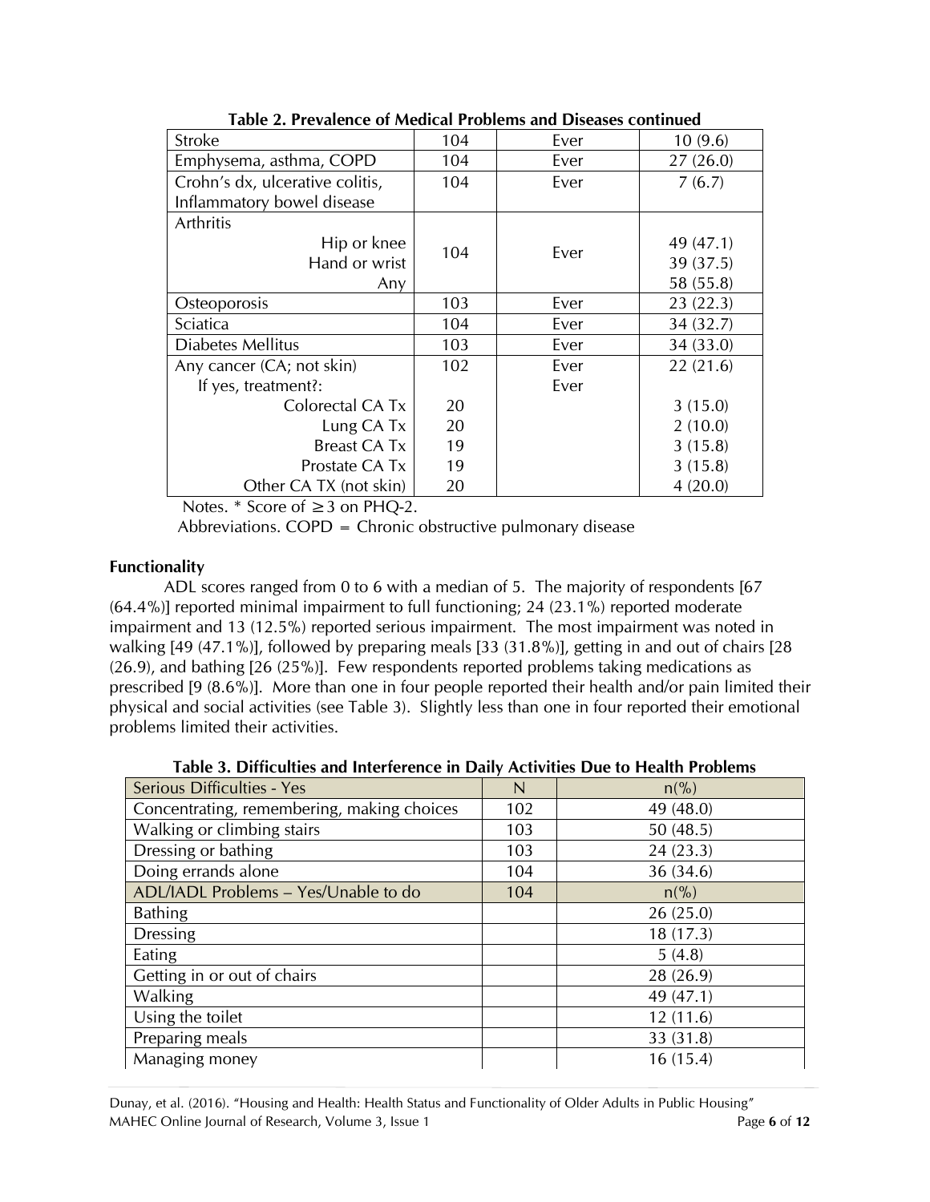**Table 2. Prevalence of Medical Problems and Diseases continued**

| | | | |
|---|---|---|---|
| Stroke | 104 | Ever | 10 (9.6) |
| Emphysema, asthma, COPD | 104 | Ever | 27 (26.0) |
| Crohn's dx, ulcerative colitis, Inflammatory bowel disease | 104 | Ever | 7 (6.7) |
| Arthritis | | | |
| Hip or knee | 104 | Ever | 49 (47.1) |
| Hand or wrist | | | 39 (37.5) |
| Any | | | 58 (55.8) |
| Osteoporosis | 103 | Ever | 23 (22.3) |
| Sciatica | 104 | Ever | 34 (32.7) |
| Diabetes Mellitus | 103 | Ever | 34 (33.0) |
| Any cancer (CA; not skin) | 102 | Ever | 22 (21.6) |
| If yes, treatment?: | | Ever | |
| Colorectal CA Tx | 20 | | 3 (15.0) |
| Lung CA Tx | 20 | | 2 (10.0) |
| Breast CA Tx | 19 | | 3 (15.8) |
| Prostate CA Tx | 19 | | 3 (15.8) |
| Other CA TX (not skin) | 20 | | 4 (20.0) |

Notes. * Score of ≥ 3 on PHQ-2.

Abbreviations. COPD = Chronic obstructive pulmonary disease

**Functionality**

ADL scores ranged from 0 to 6 with a median of 5. The majority of respondents [67 (64.4%)] reported minimal impairment to full functioning; 24 (23.1%) reported moderate impairment and 13 (12.5%) reported serious impairment. The most impairment was noted in walking [49 (47.1%)], followed by preparing meals [33 (31.8%)], getting in and out of chairs [28 (26.9), and bathing [26 (25%)]. Few respondents reported problems taking medications as prescribed [9 (8.6%)]. More than one in four people reported their health and/or pain limited their physical and social activities (see Table 3). Slightly less than one in four reported their emotional problems limited their activities.

**Table 3. Difficulties and Interference in Daily Activities Due to Health Problems**

| Serious Difficulties - Yes | N | n(%) |
|---|---|---|
| Concentrating, remembering, making choices | 102 | 49 (48.0) |
| Walking or climbing stairs | 103 | 50 (48.5) |
| Dressing or bathing | 103 | 24 (23.3) |
| Doing errands alone | 104 | 36 (34.6) |
| ADL/IADL Problems – Yes/Unable to do | 104 | n(%) |
| Bathing | | 26 (25.0) |
| Dressing | | 18 (17.3) |
| Eating | | 5 (4.8) |
| Getting in or out of chairs | | 28 (26.9) |
| Walking | | 49 (47.1) |
| Using the toilet | | 12 (11.6) |
| Preparing meals | | 33 (31.8) |
| Managing money | | 16 (15.4) |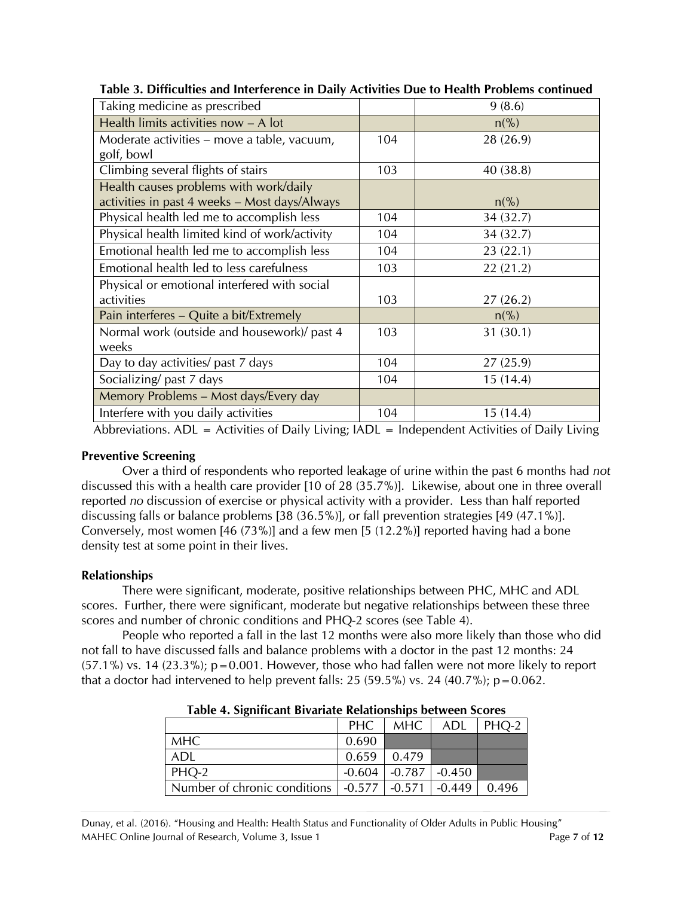**Table 3. Difficulties and Interference in Daily Activities Due to Health Problems continued**

| | | |
|---|---|---|
| Taking medicine as prescribed | | 9 (8.6) |
| Health limits activities now – A lot | | n(%) |
| Moderate activities – move a table, vacuum, golf, bowl | 104 | 28 (26.9) |
| Climbing several flights of stairs | 103 | 40 (38.8) |
| Health causes problems with work/daily activities in past 4 weeks – Most days/Always | | n(%) |
| Physical health led me to accomplish less | 104 | 34 (32.7) |
| Physical health limited kind of work/activity | 104 | 34 (32.7) |
| Emotional health led me to accomplish less | 104 | 23 (22.1) |
| Emotional health led to less carefulness | 103 | 22 (21.2) |
| Physical or emotional interfered with social activities | 103 | 27 (26.2) |
| Pain interferes – Quite a bit/Extremely | | n(%) |
| Normal work (outside and housework)/ past 4 weeks | 103 | 31 (30.1) |
| Day to day activities/ past 7 days | 104 | 27 (25.9) |
| Socializing/ past 7 days | 104 | 15 (14.4) |
| Memory Problems – Most days/Every day | | |
| Interfere with you daily activities | 104 | 15 (14.4) |

Abbreviations. ADL = Activities of Daily Living; IADL = Independent Activities of Daily Living

**Preventive Screening**

Over a third of respondents who reported leakage of urine within the past 6 months had *not* discussed this with a health care provider [10 of 28 (35.7%)]. Likewise, about one in three overall reported *no* discussion of exercise or physical activity with a provider. Less than half reported discussing falls or balance problems [38 (36.5%)], or fall prevention strategies [49 (47.1%)]. Conversely, most women [46 (73%)] and a few men [5 (12.2%)] reported having had a bone density test at some point in their lives.

**Relationships**

There were significant, moderate, positive relationships between PHC, MHC and ADL scores. Further, there were significant, moderate but negative relationships between these three scores and number of chronic conditions and PHQ-2 scores (see Table 4).

People who reported a fall in the last 12 months were also more likely than those who did not fall to have discussed falls and balance problems with a doctor in the past 12 months: 24 (57.1%) vs. 14 (23.3%); $p = 0.001$. However, those who had fallen were not more likely to report that a doctor had intervened to help prevent falls: 25 (59.5%) vs. 24 (40.7%); $p = 0.062$.

**Table 4. Significant Bivariate Relationships between Scores**

| | PHC | MHC | ADL | PHQ-2 |
|---|---|---|---|---|
| MHC | 0.690 | | | |
| ADL | 0.659 | 0.479 | | |
| PHQ-2 | -0.604 | -0.787 | -0.450 | |
| Number of chronic conditions | -0.577 | -0.571 | -0.449 | 0.496 |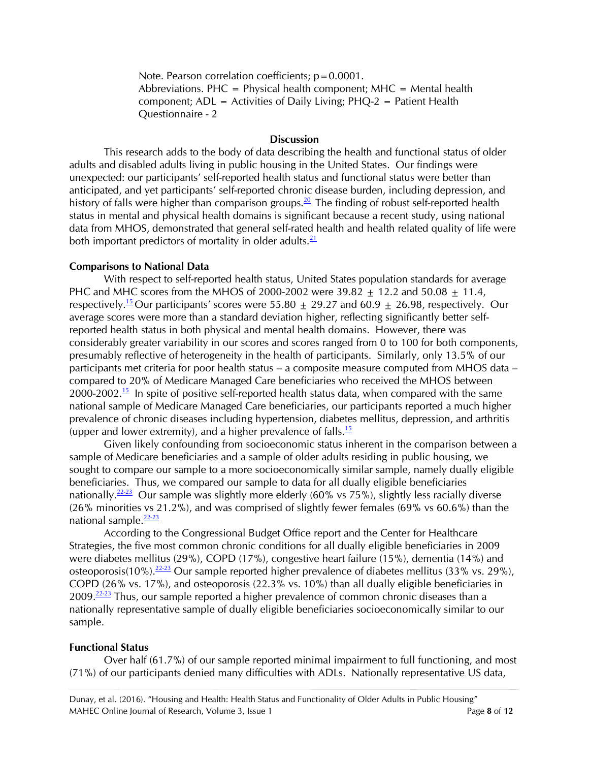Note. Pearson correlation coefficients; $p = 0.0001$.
Abbreviations. PHC = Physical health component; MHC = Mental health component; ADL = Activities of Daily Living; PHQ-2 = Patient Health Questionnaire - 2

## Discussion

This research adds to the body of data describing the health and functional status of older adults and disabled adults living in public housing in the United States. Our findings were unexpected: our participants' self-reported health status and functional status were better than anticipated, and yet participants' self-reported chronic disease burden, including depression, and history of falls were higher than comparison groups.[20] The finding of robust self-reported health status in mental and physical health domains is significant because a recent study, using national data from MHOS, demonstrated that general self-rated health and health related quality of life were both important predictors of mortality in older adults.[21]

### Comparisons to National Data

With respect to self-reported health status, United States population standards for average PHC and MHC scores from the MHOS of 2000-2002 were $39.82 \pm 12.2$ and $50.08 \pm 11.4$, respectively.[15] Our participants' scores were $55.80 \pm 29.27$ and $60.9 \pm 26.98$, respectively. Our average scores were more than a standard deviation higher, reflecting significantly better self-reported health status in both physical and mental health domains. However, there was considerably greater variability in our scores and scores ranged from 0 to 100 for both components, presumably reflective of heterogeneity in the health of participants. Similarly, only 13.5% of our participants met criteria for poor health status – a composite measure computed from MHOS data – compared to 20% of Medicare Managed Care beneficiaries who received the MHOS between 2000-2002.[15] In spite of positive self-reported health status data, when compared with the same national sample of Medicare Managed Care beneficiaries, our participants reported a much higher prevalence of chronic diseases including hypertension, diabetes mellitus, depression, and arthritis (upper and lower extremity), and a higher prevalence of falls.[15]

Given likely confounding from socioeconomic status inherent in the comparison between a sample of Medicare beneficiaries and a sample of older adults residing in public housing, we sought to compare our sample to a more socioeconomically similar sample, namely dually eligible beneficiaries. Thus, we compared our sample to data for all dually eligible beneficiaries nationally.[22-23] Our sample was slightly more elderly (60% vs 75%), slightly less racially diverse (26% minorities vs 21.2%), and was comprised of slightly fewer females (69% vs 60.6%) than the national sample.[22-23]

According to the Congressional Budget Office report and the Center for Healthcare Strategies, the five most common chronic conditions for all dually eligible beneficiaries in 2009 were diabetes mellitus (29%), COPD (17%), congestive heart failure (15%), dementia (14%) and osteoporosis(10%).[22-23] Our sample reported higher prevalence of diabetes mellitus (33% vs. 29%), COPD (26% vs. 17%), and osteoporosis (22.3% vs. 10%) than all dually eligible beneficiaries in 2009.[22-23] Thus, our sample reported a higher prevalence of common chronic diseases than a nationally representative sample of dually eligible beneficiaries socioeconomically similar to our sample.

### Functional Status

Over half (61.7%) of our sample reported minimal impairment to full functioning, and most (71%) of our participants denied many difficulties with ADLs. Nationally representative US data,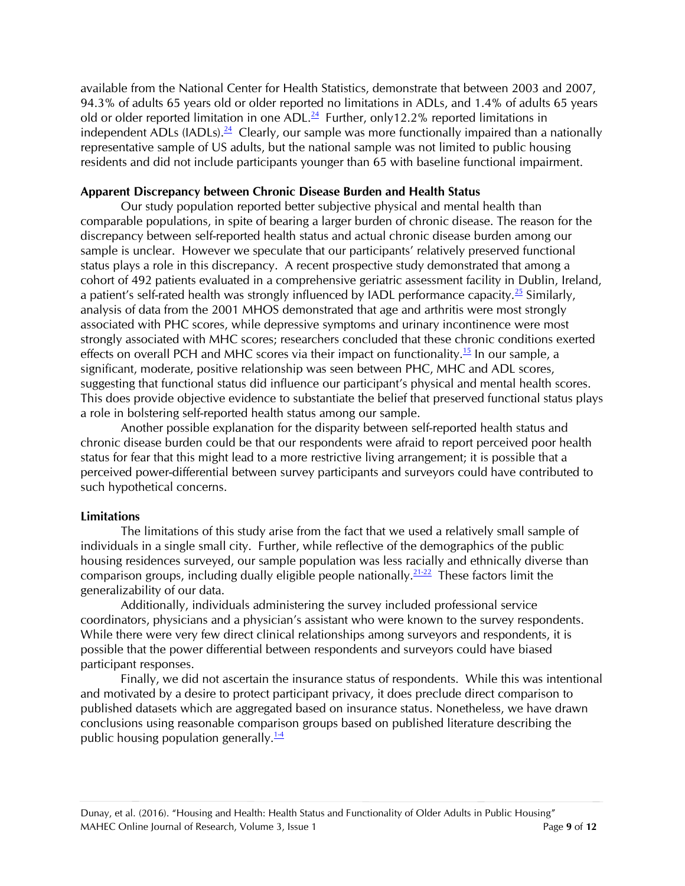available from the National Center for Health Statistics, demonstrate that between 2003 and 2007, 94.3% of adults 65 years old or older reported no limitations in ADLs, and 1.4% of adults 65 years old or older reported limitation in one ADL.[24] Further, only12.2% reported limitations in independent ADLs (IADLs).[24] Clearly, our sample was more functionally impaired than a nationally representative sample of US adults, but the national sample was not limited to public housing residents and did not include participants younger than 65 with baseline functional impairment.

**Apparent Discrepancy between Chronic Disease Burden and Health Status**

Our study population reported better subjective physical and mental health than comparable populations, in spite of bearing a larger burden of chronic disease. The reason for the discrepancy between self-reported health status and actual chronic disease burden among our sample is unclear. However we speculate that our participants' relatively preserved functional status plays a role in this discrepancy. A recent prospective study demonstrated that among a cohort of 492 patients evaluated in a comprehensive geriatric assessment facility in Dublin, Ireland, a patient's self-rated health was strongly influenced by IADL performance capacity.[25] Similarly, analysis of data from the 2001 MHOS demonstrated that age and arthritis were most strongly associated with PHC scores, while depressive symptoms and urinary incontinence were most strongly associated with MHC scores; researchers concluded that these chronic conditions exerted effects on overall PCH and MHC scores via their impact on functionality.[15] In our sample, a significant, moderate, positive relationship was seen between PHC, MHC and ADL scores, suggesting that functional status did influence our participant's physical and mental health scores. This does provide objective evidence to substantiate the belief that preserved functional status plays a role in bolstering self-reported health status among our sample.

Another possible explanation for the disparity between self-reported health status and chronic disease burden could be that our respondents were afraid to report perceived poor health status for fear that this might lead to a more restrictive living arrangement; it is possible that a perceived power-differential between survey participants and surveyors could have contributed to such hypothetical concerns.

**Limitations**

The limitations of this study arise from the fact that we used a relatively small sample of individuals in a single small city. Further, while reflective of the demographics of the public housing residences surveyed, our sample population was less racially and ethnically diverse than comparison groups, including dually eligible people nationally.[21-22] These factors limit the generalizability of our data.

Additionally, individuals administering the survey included professional service coordinators, physicians and a physician's assistant who were known to the survey respondents. While there were very few direct clinical relationships among surveyors and respondents, it is possible that the power differential between respondents and surveyors could have biased participant responses.

Finally, we did not ascertain the insurance status of respondents. While this was intentional and motivated by a desire to protect participant privacy, it does preclude direct comparison to published datasets which are aggregated based on insurance status. Nonetheless, we have drawn conclusions using reasonable comparison groups based on published literature describing the public housing population generally.[1-4]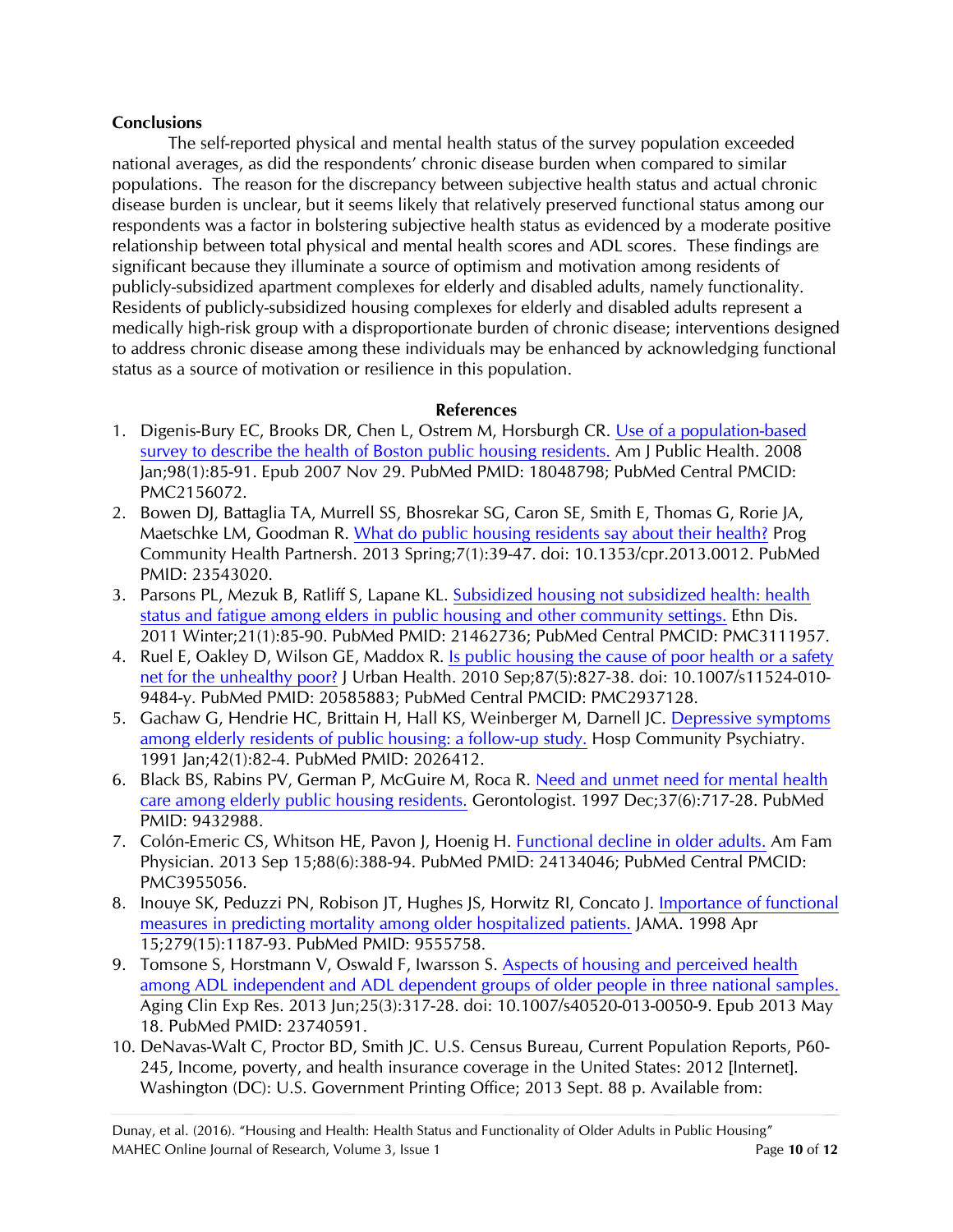**Conclusions**

The self-reported physical and mental health status of the survey population exceeded national averages, as did the respondents' chronic disease burden when compared to similar populations. The reason for the discrepancy between subjective health status and actual chronic disease burden is unclear, but it seems likely that relatively preserved functional status among our respondents was a factor in bolstering subjective health status as evidenced by a moderate positive relationship between total physical and mental health scores and ADL scores. These findings are significant because they illuminate a source of optimism and motivation among residents of publicly-subsidized apartment complexes for elderly and disabled adults, namely functionality. Residents of publicly-subsidized housing complexes for elderly and disabled adults represent a medically high-risk group with a disproportionate burden of chronic disease; interventions designed to address chronic disease among these individuals may be enhanced by acknowledging functional status as a source of motivation or resilience in this population.

**References**

1. Digenis-Bury EC, Brooks DR, Chen L, Ostrem M, Horsburgh CR. Use of a population-based survey to describe the health of Boston public housing residents. Am J Public Health. 2008 Jan;98(1):85-91. Epub 2007 Nov 29. PubMed PMID: 18048798; PubMed Central PMCID: PMC2156072.
2. Bowen DJ, Battaglia TA, Murrell SS, Bhosrekar SG, Caron SE, Smith E, Thomas G, Rorie JA, Maetschke LM, Goodman R. What do public housing residents say about their health? Prog Community Health Partnersh. 2013 Spring;7(1):39-47. doi: 10.1353/cpr.2013.0012. PubMed PMID: 23543020.
3. Parsons PL, Mezuk B, Ratliff S, Lapane KL. Subsidized housing not subsidized health: health status and fatigue among elders in public housing and other community settings. Ethn Dis. 2011 Winter;21(1):85-90. PubMed PMID: 21462736; PubMed Central PMCID: PMC3111957.
4. Ruel E, Oakley D, Wilson GE, Maddox R. Is public housing the cause of poor health or a safety net for the unhealthy poor? J Urban Health. 2010 Sep;87(5):827-38. doi: 10.1007/s11524-010-9484-y. PubMed PMID: 20585883; PubMed Central PMCID: PMC2937128.
5. Gachaw G, Hendrie HC, Brittain H, Hall KS, Weinberger M, Darnell JC. Depressive symptoms among elderly residents of public housing: a follow-up study. Hosp Community Psychiatry. 1991 Jan;42(1):82-4. PubMed PMID: 2026412.
6. Black BS, Rabins PV, German P, McGuire M, Roca R. Need and unmet need for mental health care among elderly public housing residents. Gerontologist. 1997 Dec;37(6):717-28. PubMed PMID: 9432988.
7. Colón-Emeric CS, Whitson HE, Pavon J, Hoenig H. Functional decline in older adults. Am Fam Physician. 2013 Sep 15;88(6):388-94. PubMed PMID: 24134046; PubMed Central PMCID: PMC3955056.
8. Inouye SK, Peduzzi PN, Robison JT, Hughes JS, Horwitz RI, Concato J. Importance of functional measures in predicting mortality among older hospitalized patients. JAMA. 1998 Apr 15;279(15):1187-93. PubMed PMID: 9555758.
9. Tomsone S, Horstmann V, Oswald F, Iwarsson S. Aspects of housing and perceived health among ADL independent and ADL dependent groups of older people in three national samples. Aging Clin Exp Res. 2013 Jun;25(3):317-28. doi: 10.1007/s40520-013-0050-9. Epub 2013 May 18. PubMed PMID: 23740591.
10. DeNavas-Walt C, Proctor BD, Smith JC. U.S. Census Bureau, Current Population Reports, P60-245, Income, poverty, and health insurance coverage in the United States: 2012 [Internet]. Washington (DC): U.S. Government Printing Office; 2013 Sept. 88 p. Available from: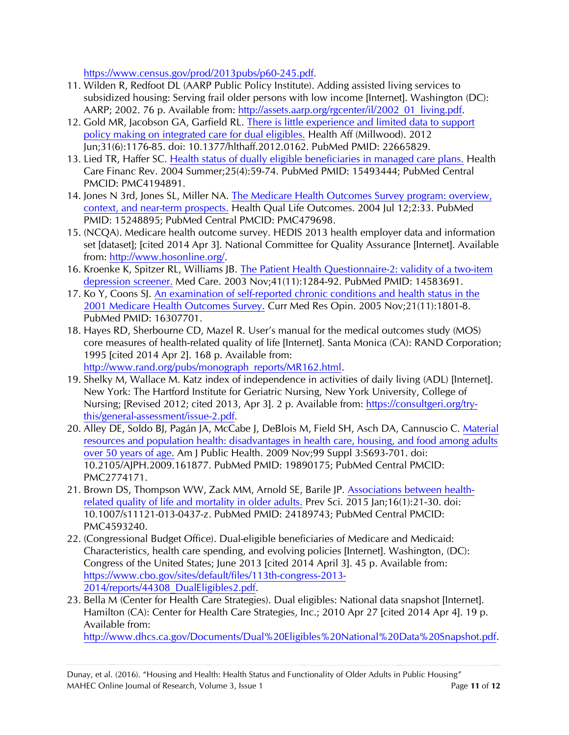https://www.census.gov/prod/2013pubs/p60-245.pdf.

11. Wilden R, Redfoot DL (AARP Public Policy Institute). Adding assisted living services to subsidized housing: Serving frail older persons with low income [Internet]. Washington (DC): AARP; 2002. 76 p. Available from: http://assets.aarp.org/rgcenter/il/2002_01_living.pdf.
12. Gold MR, Jacobson GA, Garfield RL. There is little experience and limited data to support policy making on integrated care for dual eligibles. Health Aff (Millwood). 2012 Jun;31(6):1176-85. doi: 10.1377/hlthaff.2012.0162. PubMed PMID: 22665829.
13. Lied TR, Haffer SC. Health status of dually eligible beneficiaries in managed care plans. Health Care Financ Rev. 2004 Summer;25(4):59-74. PubMed PMID: 15493444; PubMed Central PMCID: PMC4194891.
14. Jones N 3rd, Jones SL, Miller NA. The Medicare Health Outcomes Survey program: overview, context, and near-term prospects. Health Qual Life Outcomes. 2004 Jul 12;2:33. PubMed PMID: 15248895; PubMed Central PMCID: PMC479698.
15. (NCQA). Medicare health outcome survey. HEDIS 2013 health employer data and information set [dataset]; [cited 2014 Apr 3]. National Committee for Quality Assurance [Internet]. Available from: http://www.hosonline.org/.
16. Kroenke K, Spitzer RL, Williams JB. The Patient Health Questionnaire-2: validity of a two-item depression screener. Med Care. 2003 Nov;41(11):1284-92. PubMed PMID: 14583691.
17. Ko Y, Coons SJ. An examination of self-reported chronic conditions and health status in the 2001 Medicare Health Outcomes Survey. Curr Med Res Opin. 2005 Nov;21(11):1801-8. PubMed PMID: 16307701.
18. Hayes RD, Sherbourne CD, Mazel R. User's manual for the medical outcomes study (MOS) core measures of health-related quality of life [Internet]. Santa Monica (CA): RAND Corporation; 1995 [cited 2014 Apr 2]. 168 p. Available from: http://www.rand.org/pubs/monograph_reports/MR162.html.
19. Shelky M, Wallace M. Katz index of independence in activities of daily living (ADL) [Internet]. New York: The Hartford Institute for Geriatric Nursing, New York University, College of Nursing; [Revised 2012; cited 2013, Apr 3]. 2 p. Available from: https://consultgeri.org/try-this/general-assessment/issue-2.pdf.
20. Alley DE, Soldo BJ, Pagán JA, McCabe J, DeBlois M, Field SH, Asch DA, Cannuscio C. Material resources and population health: disadvantages in health care, housing, and food among adults over 50 years of age. Am J Public Health. 2009 Nov;99 Suppl 3:S693-701. doi: 10.2105/AJPH.2009.161877. PubMed PMID: 19890175; PubMed Central PMCID: PMC2774171.
21. Brown DS, Thompson WW, Zack MM, Arnold SE, Barile JP. Associations between health-related quality of life and mortality in older adults. Prev Sci. 2015 Jan;16(1):21-30. doi: 10.1007/s11121-013-0437-z. PubMed PMID: 24189743; PubMed Central PMCID: PMC4593240.
22. (Congressional Budget Office). Dual-eligible beneficiaries of Medicare and Medicaid: Characteristics, health care spending, and evolving policies [Internet]. Washington, (DC): Congress of the United States; June 2013 [cited 2014 April 3]. 45 p. Available from: https://www.cbo.gov/sites/default/files/113th-congress-2013-2014/reports/44308_DualEligibles2.pdf.
23. Bella M (Center for Health Care Strategies). Dual eligibles: National data snapshot [Internet]. Hamilton (CA): Center for Health Care Strategies, Inc.; 2010 Apr 27 [cited 2014 Apr 4]. 19 p. Available from: http://www.dhcs.ca.gov/Documents/Dual%20Eligibles%20National%20Data%20Snapshot.pdf.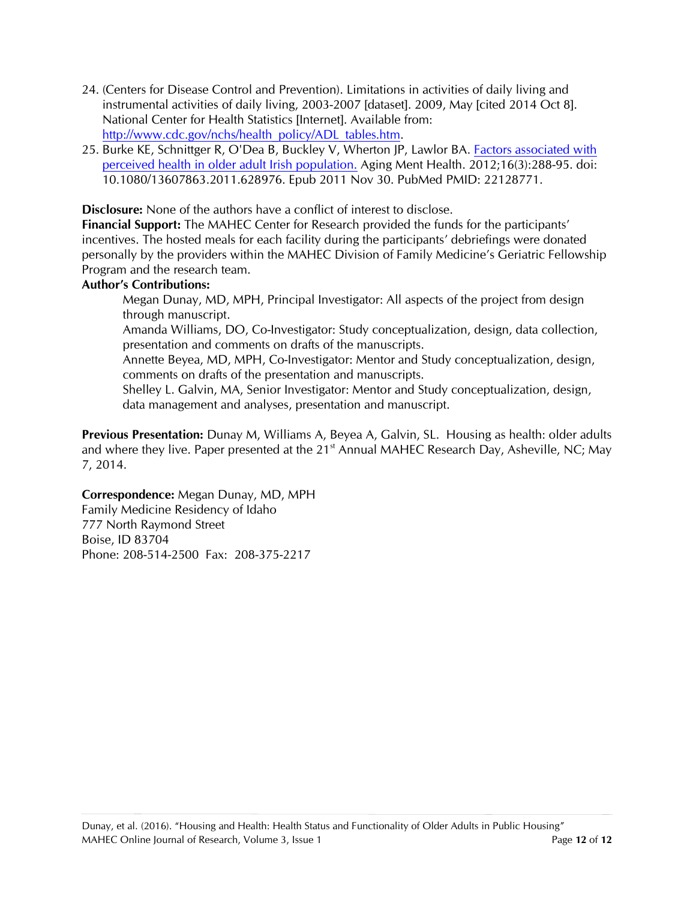24. (Centers for Disease Control and Prevention). Limitations in activities of daily living and instrumental activities of daily living, 2003-2007 [dataset]. 2009, May [cited 2014 Oct 8]. National Center for Health Statistics [Internet]. Available from: [http://www.cdc.gov/nchs/health_policy/ADL_tables.htm](http://www.cdc.gov/nchs/health_policy/ADL_tables.htm).
25. Burke KE, Schnittger R, O'Dea B, Buckley V, Wherton JP, Lawlor BA. [Factors associated with perceived health in older adult Irish population.]() Aging Ment Health. 2012;16(3):288-95. doi: 10.1080/13607863.2011.628976. Epub 2011 Nov 30. PubMed PMID: 22128771.

**Disclosure:** None of the authors have a conflict of interest to disclose.

**Financial Support:** The MAHEC Center for Research provided the funds for the participants' incentives. The hosted meals for each facility during the participants' debriefings were donated personally by the providers within the MAHEC Division of Family Medicine's Geriatric Fellowship Program and the research team.

**Author's Contributions:**

Megan Dunay, MD, MPH, Principal Investigator: All aspects of the project from design through manuscript.

Amanda Williams, DO, Co-Investigator: Study conceptualization, design, data collection, presentation and comments on drafts of the manuscripts.

Annette Beyea, MD, MPH, Co-Investigator: Mentor and Study conceptualization, design, comments on drafts of the presentation and manuscripts.

Shelley L. Galvin, MA, Senior Investigator: Mentor and Study conceptualization, design, data management and analyses, presentation and manuscript.

**Previous Presentation:** Dunay M, Williams A, Beyea A, Galvin, SL. Housing as health: older adults and where they live. Paper presented at the 21st Annual MAHEC Research Day, Asheville, NC; May 7, 2014.

**Correspondence:** Megan Dunay, MD, MPH
Family Medicine Residency of Idaho
777 North Raymond Street
Boise, ID 83704
Phone: 208-514-2500 Fax: 208-375-2217